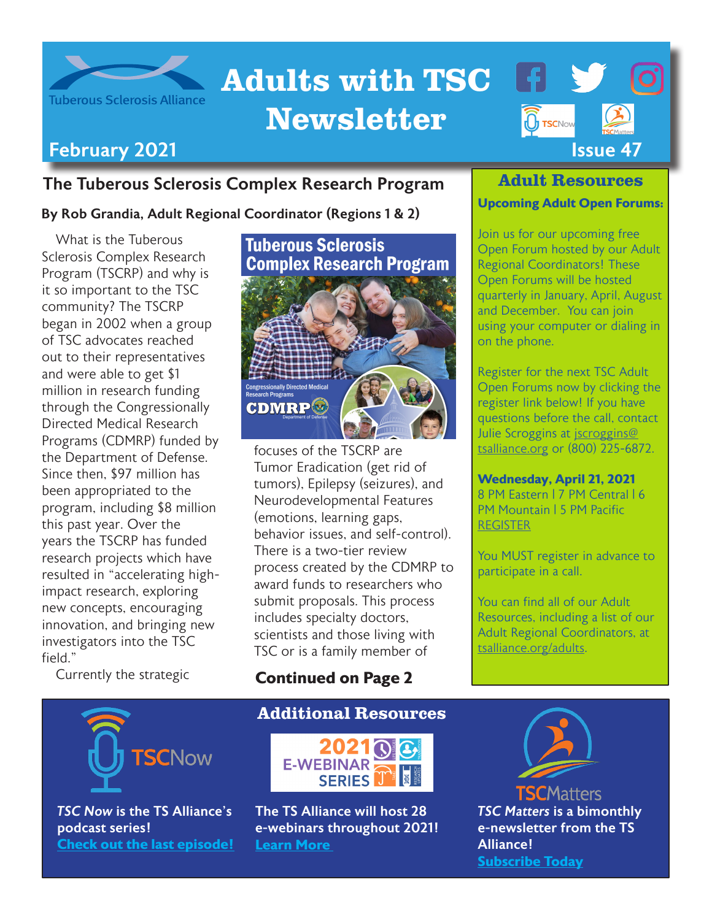Tuberous Sclerosis Alliance

# Adults with TSC Newsletter

**February 2021** **Issue 47**

## The Tuberous Sclerosis Complex Research Program

**By Rob Grandia, Adult Regional Coordinator (Regions 1 & 2)**

What is the Tuberous Sclerosis Complex Research Program (TSCRP) and why is it so important to the TSC community? The TSCRP began in 2002 when a group of TSC advocates reached out to their representatives and were able to get $1 million in research funding through the Congressionally Directed Medical Research Programs (CDMRP) funded by the Department of Defense. Since then, $97 million has been appropriated to the program, including $8 million this past year. Over the years the TSCRP has funded research projects which have resulted in "accelerating high-impact research, exploring new concepts, encouraging innovation, and bringing new investigators into the TSC field."

Currently the strategic focuses of the TSCRP are Tumor Eradication (get rid of tumors), Epilepsy (seizures), and Neurodevelopmental Features (emotions, learning gaps, behavior issues, and self-control). There is a two-tier review process created by the CDMRP to award funds to researchers who submit proposals. This process includes specialty doctors, scientists and those living with TSC or is a family member of

**Continued on Page 2**

Tuberous Sclerosis Complex Research Program

Congressionally Directed Medical Research Programs

CDMRP

Department of Defense

## Adult Resources

**Upcoming Adult Open Forums:**

Join us for our upcoming free Open Forum hosted by our Adult Regional Coordinators! These Open Forums will be hosted quarterly in January, April, August and December. You can join using your computer or dialing in on the phone.

Register for the next TSC Adult Open Forums now by clicking the register link below! If you have questions before the call, contact Julie Scroggins at jscroggins@tsalliance.org or (800) 225-6872.

**Wednesday, April 21, 2021**
8 PM Eastern | 7 PM Central | 6 PM Mountain | 5 PM Pacific
REGISTER

You MUST register in advance to participate in a call.

You can find all of our Adult Resources, including a list of our Adult Regional Coordinators, at tsalliance.org/adults.

## Additional Resources

TSCNow

***TSC Now*** **is the TS Alliance's podcast series!**
**Check out the last episode!**

2021 E-WEBINAR SERIES

**The TS Alliance will host 28 e-webinars throughout 2021!**
**Learn More**

TSCMatters

***TSC Matters*** **is a bimonthly e-newsletter from the TS Alliance!**
**Subscribe Today**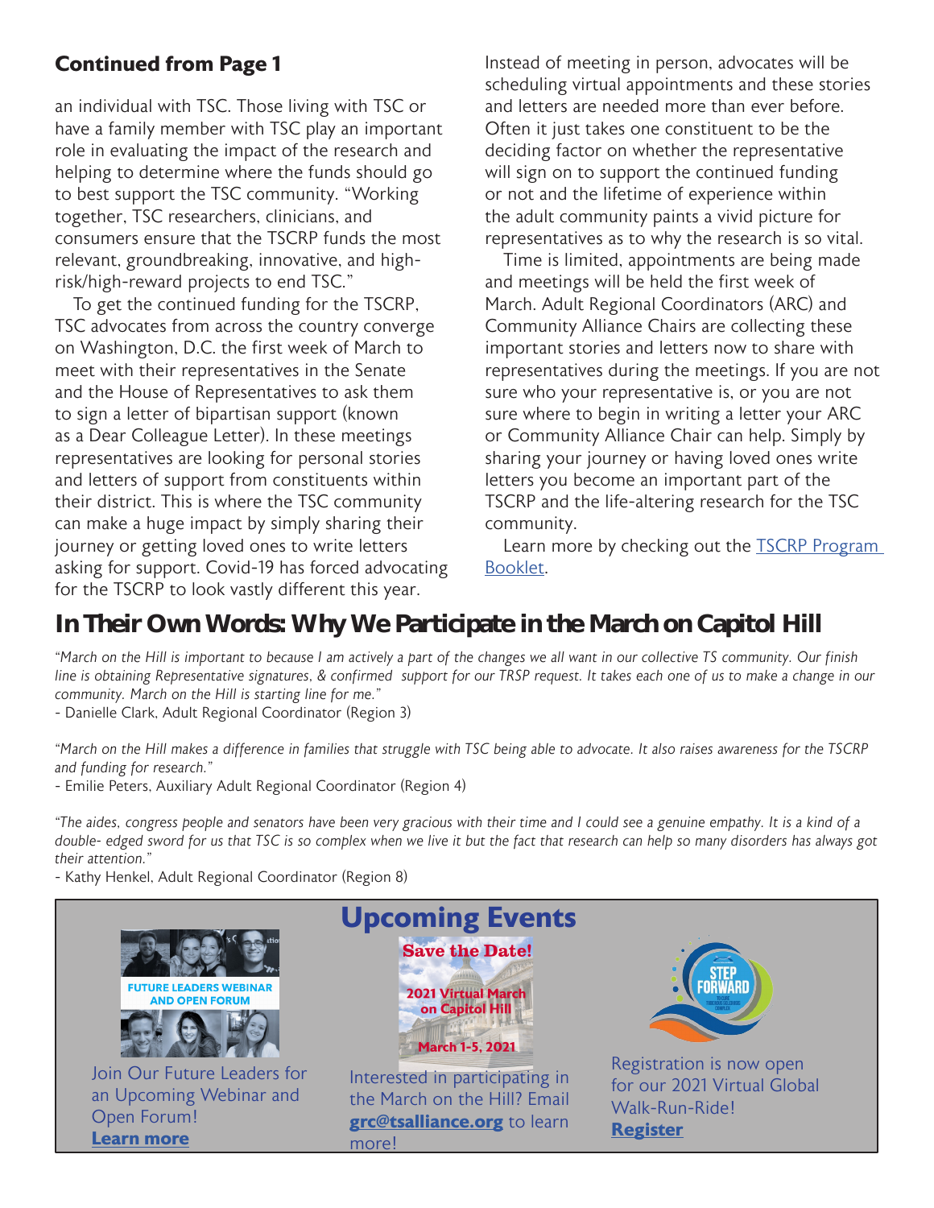**Continued from Page 1**

an individual with TSC. Those living with TSC or have a family member with TSC play an important role in evaluating the impact of the research and helping to determine where the funds should go to best support the TSC community. "Working together, TSC researchers, clinicians, and consumers ensure that the TSCRP funds the most relevant, groundbreaking, innovative, and high-risk/high-reward projects to end TSC."

To get the continued funding for the TSCRP, TSC advocates from across the country converge on Washington, D.C. the first week of March to meet with their representatives in the Senate and the House of Representatives to ask them to sign a letter of bipartisan support (known as a Dear Colleague Letter). In these meetings representatives are looking for personal stories and letters of support from constituents within their district. This is where the TSC community can make a huge impact by simply sharing their journey or getting loved ones to write letters asking for support. Covid-19 has forced advocating for the TSCRP to look vastly different this year. Instead of meeting in person, advocates will be scheduling virtual appointments and these stories and letters are needed more than ever before. Often it just takes one constituent to be the deciding factor on whether the representative will sign on to support the continued funding or not and the lifetime of experience within the adult community paints a vivid picture for representatives as to why the research is so vital.

Time is limited, appointments are being made and meetings will be held the first week of March. Adult Regional Coordinators (ARC) and Community Alliance Chairs are collecting these important stories and letters now to share with representatives during the meetings. If you are not sure who your representative is, or you are not sure where to begin in writing a letter your ARC or Community Alliance Chair can help. Simply by sharing your journey or having loved ones write letters you become an important part of the TSCRP and the life-altering research for the TSC community.

Learn more by checking out the TSCRP Program Booklet.

## In Their Own Words: Why We Participate in the March on Capitol Hill

*"March on the Hill is important to because I am actively a part of the changes we all want in our collective TS community. Our finish line is obtaining Representative signatures, & confirmed support for our TRSP request. It takes each one of us to make a change in our community. March on the Hill is starting line for me."*

- Danielle Clark, Adult Regional Coordinator (Region 3)

*"March on the Hill makes a difference in families that struggle with TSC being able to advocate. It also raises awareness for the TSCRP and funding for research."*

- Emilie Peters, Auxiliary Adult Regional Coordinator (Region 4)

*"The aides, congress people and senators have been very gracious with their time and I could see a genuine empathy. It is a kind of a double- edged sword for us that TSC is so complex when we live it but the fact that research can help so many disorders has always got their attention."*

- Kathy Henkel, Adult Regional Coordinator (Region 8)

## Upcoming Events

FUTURE LEADERS WEBINAR AND OPEN FORUM

Join Our Future Leaders for an Upcoming Webinar and Open Forum!
**Learn more**

Save the Date!
2021 Virtual March on Capitol Hill
March 1-5, 2021

Interested in participating in the March on the Hill? Email **grc@tsalliance.org** to learn more!

STEP FORWARD

Registration is now open for our 2021 Virtual Global Walk-Run-Ride!
**Register**